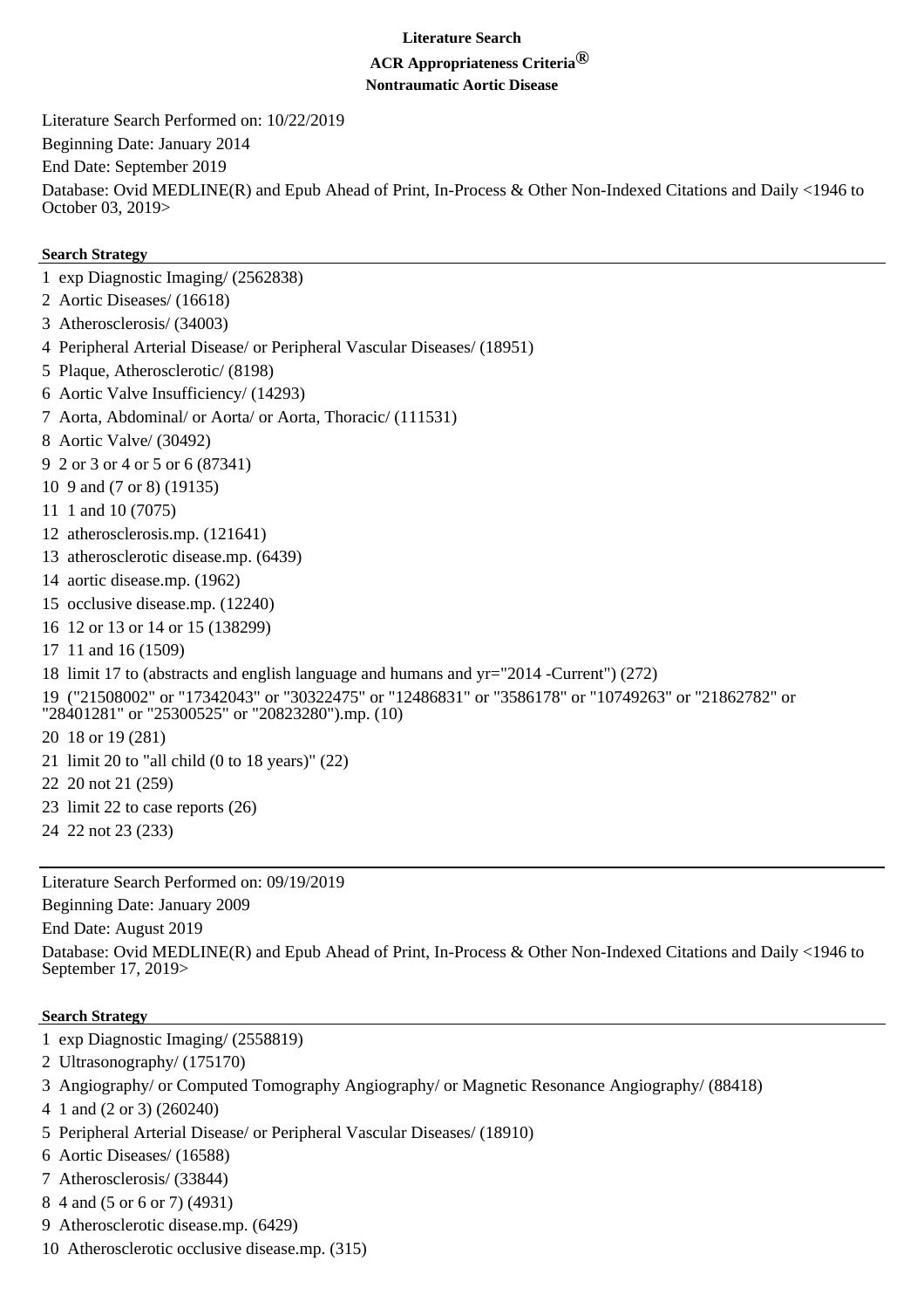**Literature Search**

**ACR Appropriateness Criteria®**

**Nontraumatic Aortic Disease**

Literature Search Performed on: 10/22/2019

Beginning Date: January 2014

End Date: September 2019

Database: Ovid MEDLINE(R) and Epub Ahead of Print, In-Process & Other Non-Indexed Citations and Daily <1946 to October 03, 2019>

**Search Strategy**

1 exp Diagnostic Imaging/ (2562838)

2 Aortic Diseases/ (16618)

3 Atherosclerosis/ (34003)

4 Peripheral Arterial Disease/ or Peripheral Vascular Diseases/ (18951)

5 Plaque, Atherosclerotic/ (8198)

6 Aortic Valve Insufficiency/ (14293)

7 Aorta, Abdominal/ or Aorta/ or Aorta, Thoracic/ (111531)

8 Aortic Valve/ (30492)

9 2 or 3 or 4 or 5 or 6 (87341)

10 9 and (7 or 8) (19135)

11 1 and 10 (7075)

12 atherosclerosis.mp. (121641)

13 atherosclerotic disease.mp. (6439)

14 aortic disease.mp. (1962)

15 occlusive disease.mp. (12240)

16 12 or 13 or 14 or 15 (138299)

17 11 and 16 (1509)

18 limit 17 to (abstracts and english language and humans and yr="2014 -Current") (272)

19 ("21508002" or "17342043" or "30322475" or "12486831" or "3586178" or "10749263" or "21862782" or "28401281" or "25300525" or "20823280").mp. (10)

20 18 or 19 (281)

21 limit 20 to "all child (0 to 18 years)" (22)

22 20 not 21 (259)

23 limit 22 to case reports (26)

24 22 not 23 (233)

---

Literature Search Performed on: 09/19/2019

Beginning Date: January 2009

End Date: August 2019

Database: Ovid MEDLINE(R) and Epub Ahead of Print, In-Process & Other Non-Indexed Citations and Daily <1946 to September 17, 2019>

**Search Strategy**

1 exp Diagnostic Imaging/ (2558819)

2 Ultrasonography/ (175170)

3 Angiography/ or Computed Tomography Angiography/ or Magnetic Resonance Angiography/ (88418)

4 1 and (2 or 3) (260240)

5 Peripheral Arterial Disease/ or Peripheral Vascular Diseases/ (18910)

6 Aortic Diseases/ (16588)

7 Atherosclerosis/ (33844)

8 4 and (5 or 6 or 7) (4931)

9 Atherosclerotic disease.mp. (6429)

10 Atherosclerotic occlusive disease.mp. (315)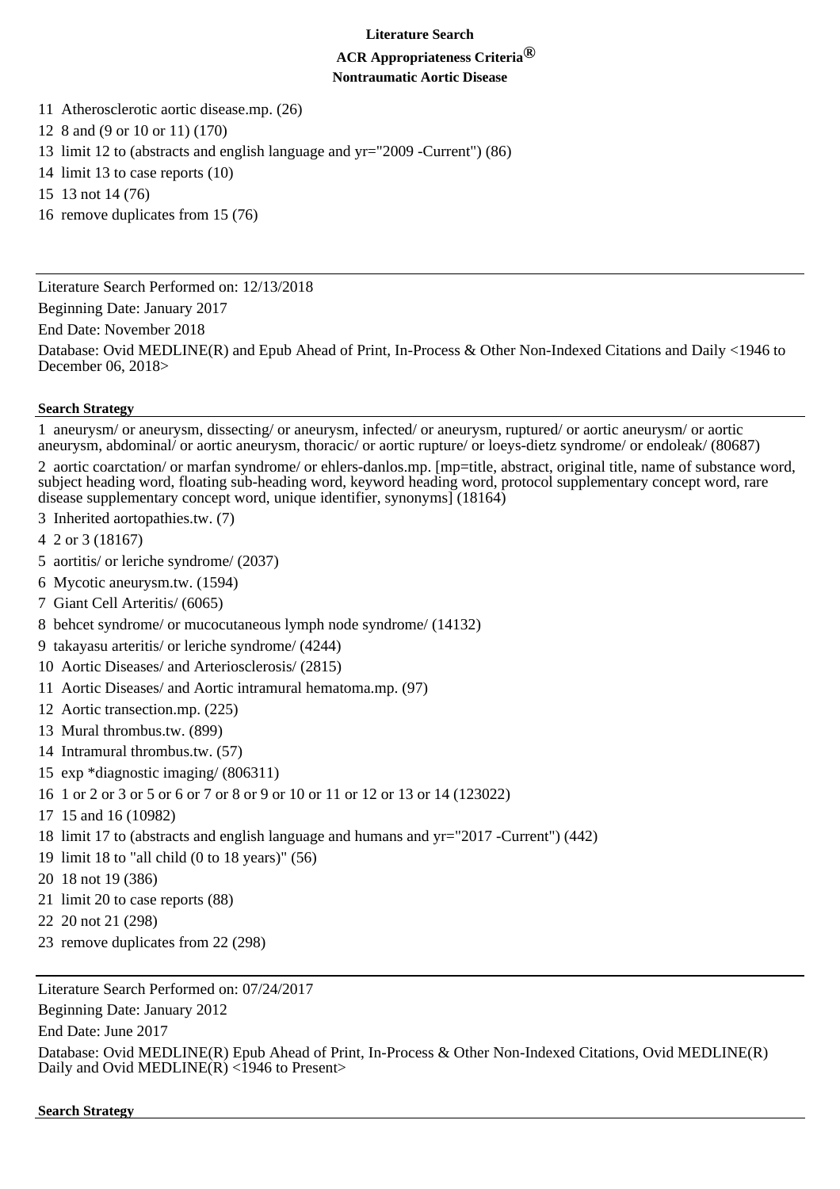11 Atherosclerotic aortic disease.mp. (26)

12 8 and (9 or 10 or 11) (170)

13 limit 12 to (abstracts and english language and yr="2009 -Current") (86)

14 limit 13 to case reports (10)

15 13 not 14 (76)

16 remove duplicates from 15 (76)

---

Literature Search Performed on: 12/13/2018

Beginning Date: January 2017

End Date: November 2018

Database: Ovid MEDLINE(R) and Epub Ahead of Print, In-Process & Other Non-Indexed Citations and Daily <1946 to December 06, 2018>

**Search Strategy**

1 aneurysm/ or aneurysm, dissecting/ or aneurysm, infected/ or aneurysm, ruptured/ or aortic aneurysm/ or aortic aneurysm, abdominal/ or aortic aneurysm, thoracic/ or aortic rupture/ or loeys-dietz syndrome/ or endoleak/ (80687)

2 aortic coarctation/ or marfan syndrome/ or ehlers-danlos.mp. [mp=title, abstract, original title, name of substance word, subject heading word, floating sub-heading word, keyword heading word, protocol supplementary concept word, rare disease supplementary concept word, unique identifier, synonyms] (18164)

3 Inherited aortopathies.tw. (7)

4 2 or 3 (18167)

5 aortitis/ or leriche syndrome/ (2037)

6 Mycotic aneurysm.tw. (1594)

7 Giant Cell Arteritis/ (6065)

8 behcet syndrome/ or mucocutaneous lymph node syndrome/ (14132)

9 takayasu arteritis/ or leriche syndrome/ (4244)

10 Aortic Diseases/ and Arteriosclerosis/ (2815)

11 Aortic Diseases/ and Aortic intramural hematoma.mp. (97)

12 Aortic transection.mp. (225)

13 Mural thrombus.tw. (899)

14 Intramural thrombus.tw. (57)

15 exp *diagnostic imaging/ (806311)

16 1 or 2 or 3 or 5 or 6 or 7 or 8 or 9 or 10 or 11 or 12 or 13 or 14 (123022)

17 15 and 16 (10982)

18 limit 17 to (abstracts and english language and humans and yr="2017 -Current") (442)

19 limit 18 to "all child (0 to 18 years)" (56)

20 18 not 19 (386)

21 limit 20 to case reports (88)

22 20 not 21 (298)

23 remove duplicates from 22 (298)

---

Literature Search Performed on: 07/24/2017

Beginning Date: January 2012

End Date: June 2017

Database: Ovid MEDLINE(R) Epub Ahead of Print, In-Process & Other Non-Indexed Citations, Ovid MEDLINE(R) Daily and Ovid MEDLINE(R) <1946 to Present>

**Search Strategy**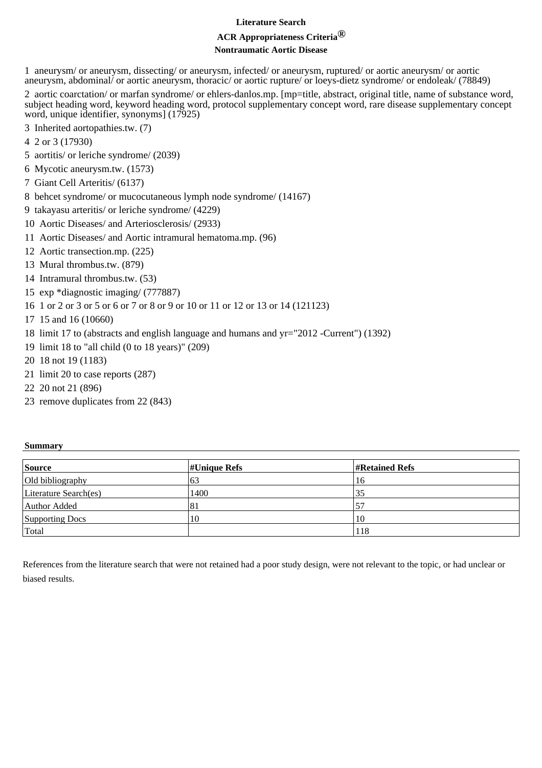**Literature Search**

**ACR Appropriateness Criteria®**

**Nontraumatic Aortic Disease**

1 aneurysm/ or aneurysm, dissecting/ or aneurysm, infected/ or aneurysm, ruptured/ or aortic aneurysm/ or aortic aneurysm, abdominal/ or aortic aneurysm, thoracic/ or aortic rupture/ or loeys-dietz syndrome/ or endoleak/ (78849)

2 aortic coarctation/ or marfan syndrome/ or ehlers-danlos.mp. [mp=title, abstract, original title, name of substance word, subject heading word, keyword heading word, protocol supplementary concept word, rare disease supplementary concept word, unique identifier, synonyms] (17925)

3 Inherited aortopathies.tw. (7)

4 2 or 3 (17930)

5 aortitis/ or leriche syndrome/ (2039)

6 Mycotic aneurysm.tw. (1573)

7 Giant Cell Arteritis/ (6137)

8 behcet syndrome/ or mucocutaneous lymph node syndrome/ (14167)

9 takayasu arteritis/ or leriche syndrome/ (4229)

10 Aortic Diseases/ and Arteriosclerosis/ (2933)

11 Aortic Diseases/ and Aortic intramural hematoma.mp. (96)

12 Aortic transection.mp. (225)

13 Mural thrombus.tw. (879)

14 Intramural thrombus.tw. (53)

15 exp *diagnostic imaging/ (777887)

16 1 or 2 or 3 or 5 or 6 or 7 or 8 or 9 or 10 or 11 or 12 or 13 or 14 (121123)

17 15 and 16 (10660)

18 limit 17 to (abstracts and english language and humans and yr="2012 -Current") (1392)

19 limit 18 to "all child (0 to 18 years)" (209)

20 18 not 19 (1183)

21 limit 20 to case reports (287)

22 20 not 21 (896)

23 remove duplicates from 22 (843)

**Summary**

| Source | #Unique Refs | #Retained Refs |
|---|---|---|
| Old bibliography | 63 | 16 |
| Literature Search(es) | 1400 | 35 |
| Author Added | 81 | 57 |
| Supporting Docs | 10 | 10 |
| Total | | 118 |

References from the literature search that were not retained had a poor study design, were not relevant to the topic, or had unclear or biased results.